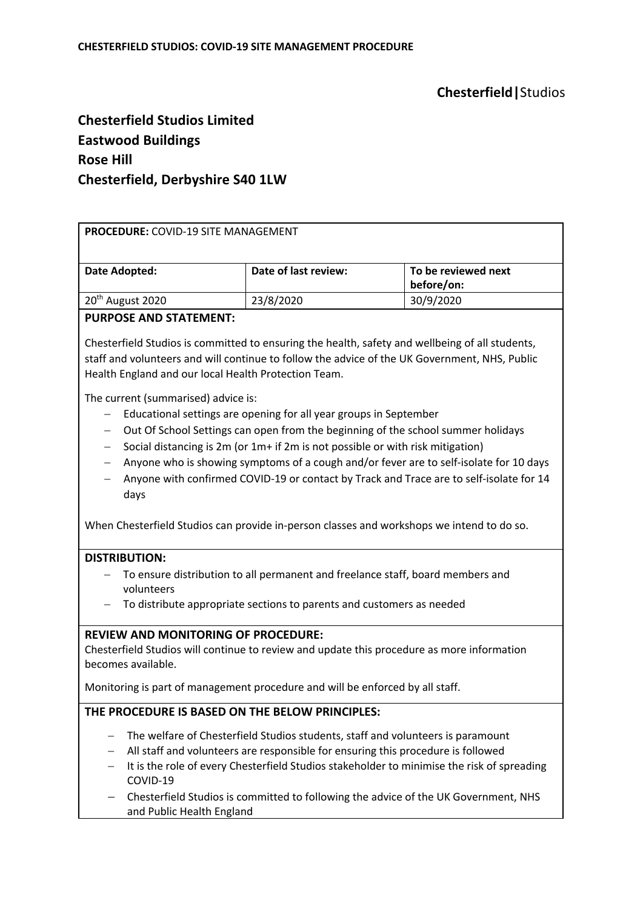**Chesterfield|**Studios

# Chesterfield Studios Limited
# Eastwood Buildings
# Rose Hill
# Chesterfield, Derbyshire S40 1LW

**PROCEDURE:** COVID-19 SITE MANAGEMENT

| Date Adopted: | Date of last review: | To be reviewed next before/on: |
| --- | --- | --- |
| 20th August 2020 | 23/8/2020 | 30/9/2020 |

**PURPOSE AND STATEMENT:**

Chesterfield Studios is committed to ensuring the health, safety and wellbeing of all students, staff and volunteers and will continue to follow the advice of the UK Government, NHS, Public Health England and our local Health Protection Team.

The current (summarised) advice is:

- Educational settings are opening for all year groups in September
- Out Of School Settings can open from the beginning of the school summer holidays
- Social distancing is 2m (or 1m+ if 2m is not possible or with risk mitigation)
- Anyone who is showing symptoms of a cough and/or fever are to self-isolate for 10 days
- Anyone with confirmed COVID-19 or contact by Track and Trace are to self-isolate for 14 days

When Chesterfield Studios can provide in-person classes and workshops we intend to do so.

**DISTRIBUTION:**

- To ensure distribution to all permanent and freelance staff, board members and volunteers
- To distribute appropriate sections to parents and customers as needed

**REVIEW AND MONITORING OF PROCEDURE:**

Chesterfield Studios will continue to review and update this procedure as more information becomes available.

Monitoring is part of management procedure and will be enforced by all staff.

**THE PROCEDURE IS BASED ON THE BELOW PRINCIPLES:**

- The welfare of Chesterfield Studios students, staff and volunteers is paramount
- All staff and volunteers are responsible for ensuring this procedure is followed
- It is the role of every Chesterfield Studios stakeholder to minimise the risk of spreading COVID-19
- Chesterfield Studios is committed to following the advice of the UK Government, NHS and Public Health England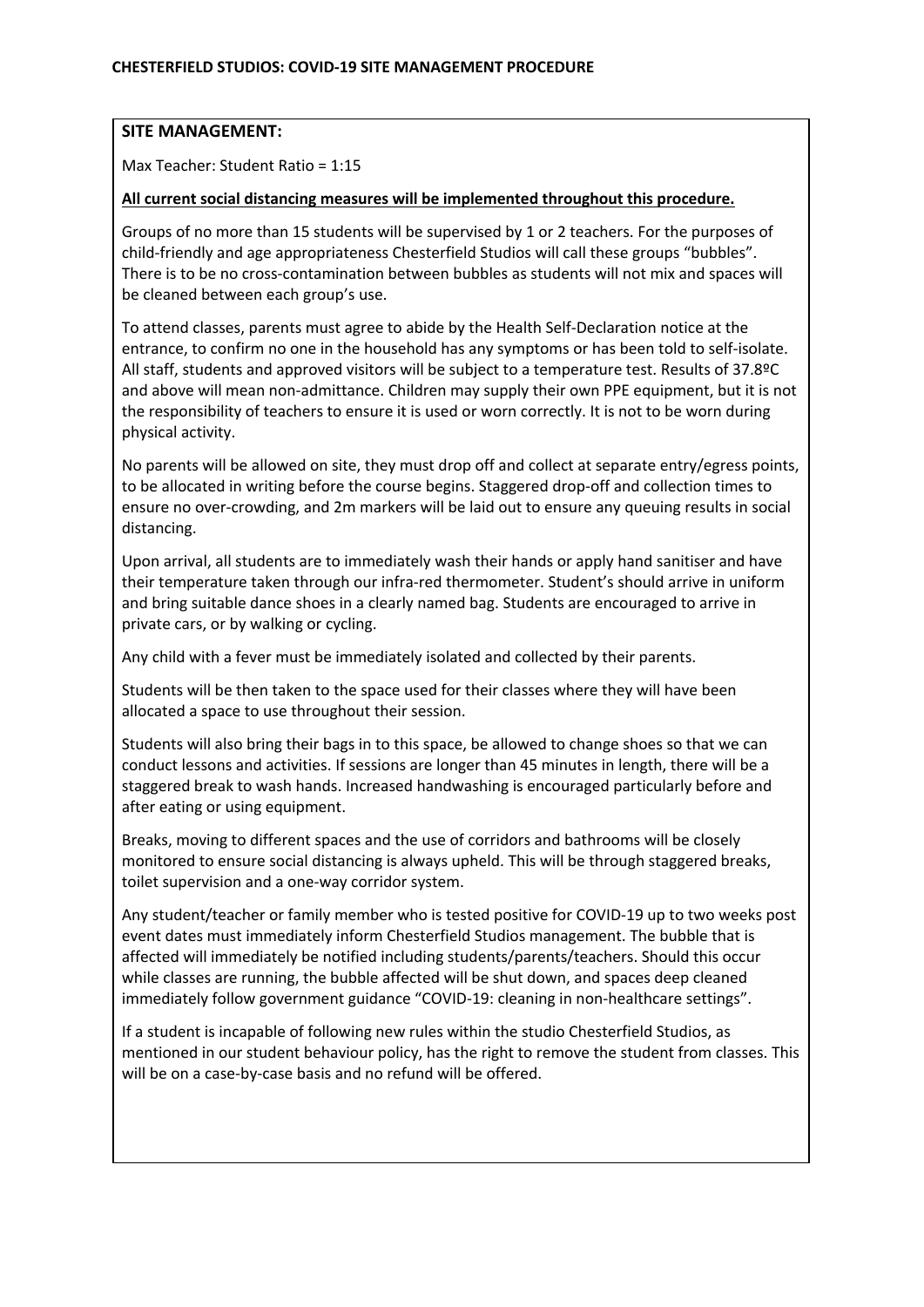**CHESTERFIELD STUDIOS: COVID-19 SITE MANAGEMENT PROCEDURE**

**SITE MANAGEMENT:**

Max Teacher: Student Ratio = 1:15

**<u>All current social distancing measures will be implemented throughout this procedure.</u>**

Groups of no more than 15 students will be supervised by 1 or 2 teachers. For the purposes of child-friendly and age appropriateness Chesterfield Studios will call these groups "bubbles". There is to be no cross-contamination between bubbles as students will not mix and spaces will be cleaned between each group's use.

To attend classes, parents must agree to abide by the Health Self-Declaration notice at the entrance, to confirm no one in the household has any symptoms or has been told to self-isolate. All staff, students and approved visitors will be subject to a temperature test. Results of 37.8ºC and above will mean non-admittance. Children may supply their own PPE equipment, but it is not the responsibility of teachers to ensure it is used or worn correctly. It is not to be worn during physical activity.

No parents will be allowed on site, they must drop off and collect at separate entry/egress points, to be allocated in writing before the course begins. Staggered drop-off and collection times to ensure no over-crowding, and 2m markers will be laid out to ensure any queuing results in social distancing.

Upon arrival, all students are to immediately wash their hands or apply hand sanitiser and have their temperature taken through our infra-red thermometer. Student's should arrive in uniform and bring suitable dance shoes in a clearly named bag. Students are encouraged to arrive in private cars, or by walking or cycling.

Any child with a fever must be immediately isolated and collected by their parents.

Students will be then taken to the space used for their classes where they will have been allocated a space to use throughout their session.

Students will also bring their bags in to this space, be allowed to change shoes so that we can conduct lessons and activities. If sessions are longer than 45 minutes in length, there will be a staggered break to wash hands. Increased handwashing is encouraged particularly before and after eating or using equipment.

Breaks, moving to different spaces and the use of corridors and bathrooms will be closely monitored to ensure social distancing is always upheld. This will be through staggered breaks, toilet supervision and a one-way corridor system.

Any student/teacher or family member who is tested positive for COVID-19 up to two weeks post event dates must immediately inform Chesterfield Studios management. The bubble that is affected will immediately be notified including students/parents/teachers. Should this occur while classes are running, the bubble affected will be shut down, and spaces deep cleaned immediately follow government guidance "COVID-19: cleaning in non-healthcare settings".

If a student is incapable of following new rules within the studio Chesterfield Studios, as mentioned in our student behaviour policy, has the right to remove the student from classes. This will be on a case-by-case basis and no refund will be offered.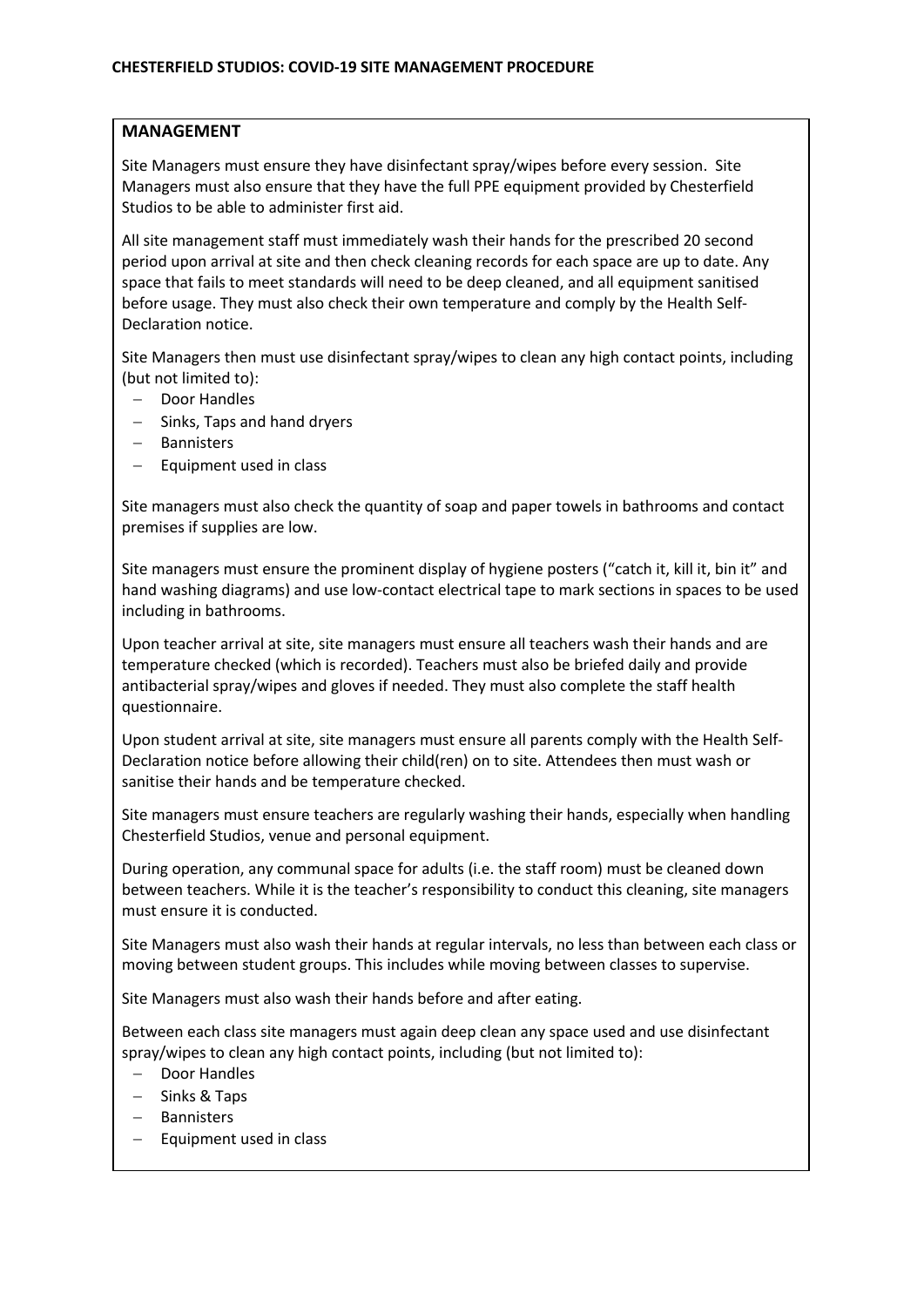**CHESTERFIELD STUDIOS: COVID-19 SITE MANAGEMENT PROCEDURE**

## MANAGEMENT

Site Managers must ensure they have disinfectant spray/wipes before every session. Site Managers must also ensure that they have the full PPE equipment provided by Chesterfield Studios to be able to administer first aid.

All site management staff must immediately wash their hands for the prescribed 20 second period upon arrival at site and then check cleaning records for each space are up to date. Any space that fails to meet standards will need to be deep cleaned, and all equipment sanitised before usage. They must also check their own temperature and comply by the Health Self-Declaration notice.

Site Managers then must use disinfectant spray/wipes to clean any high contact points, including (but not limited to):

- Door Handles
- Sinks, Taps and hand dryers
- Bannisters
- Equipment used in class

Site managers must also check the quantity of soap and paper towels in bathrooms and contact premises if supplies are low.

Site managers must ensure the prominent display of hygiene posters ("catch it, kill it, bin it" and hand washing diagrams) and use low-contact electrical tape to mark sections in spaces to be used including in bathrooms.

Upon teacher arrival at site, site managers must ensure all teachers wash their hands and are temperature checked (which is recorded). Teachers must also be briefed daily and provide antibacterial spray/wipes and gloves if needed. They must also complete the staff health questionnaire.

Upon student arrival at site, site managers must ensure all parents comply with the Health Self-Declaration notice before allowing their child(ren) on to site. Attendees then must wash or sanitise their hands and be temperature checked.

Site managers must ensure teachers are regularly washing their hands, especially when handling Chesterfield Studios, venue and personal equipment.

During operation, any communal space for adults (i.e. the staff room) must be cleaned down between teachers. While it is the teacher's responsibility to conduct this cleaning, site managers must ensure it is conducted.

Site Managers must also wash their hands at regular intervals, no less than between each class or moving between student groups. This includes while moving between classes to supervise.

Site Managers must also wash their hands before and after eating.

Between each class site managers must again deep clean any space used and use disinfectant spray/wipes to clean any high contact points, including (but not limited to):

- Door Handles
- Sinks & Taps
- Bannisters
- Equipment used in class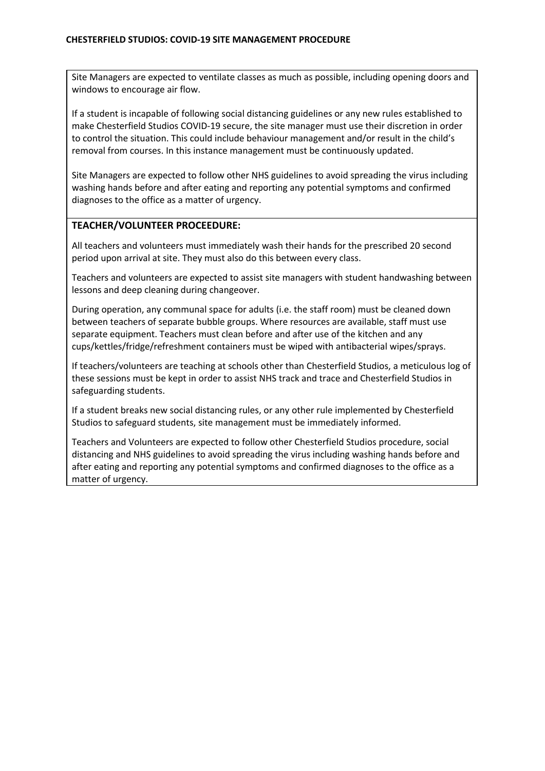Site Managers are expected to ventilate classes as much as possible, including opening doors and windows to encourage air flow.

If a student is incapable of following social distancing guidelines or any new rules established to make Chesterfield Studios COVID-19 secure, the site manager must use their discretion in order to control the situation. This could include behaviour management and/or result in the child's removal from courses. In this instance management must be continuously updated.

Site Managers are expected to follow other NHS guidelines to avoid spreading the virus including washing hands before and after eating and reporting any potential symptoms and confirmed diagnoses to the office as a matter of urgency.

## TEACHER/VOLUNTEER PROCEEDURE:

All teachers and volunteers must immediately wash their hands for the prescribed 20 second period upon arrival at site. They must also do this between every class.

Teachers and volunteers are expected to assist site managers with student handwashing between lessons and deep cleaning during changeover.

During operation, any communal space for adults (i.e. the staff room) must be cleaned down between teachers of separate bubble groups. Where resources are available, staff must use separate equipment. Teachers must clean before and after use of the kitchen and any cups/kettles/fridge/refreshment containers must be wiped with antibacterial wipes/sprays.

If teachers/volunteers are teaching at schools other than Chesterfield Studios, a meticulous log of these sessions must be kept in order to assist NHS track and trace and Chesterfield Studios in safeguarding students.

If a student breaks new social distancing rules, or any other rule implemented by Chesterfield Studios to safeguard students, site management must be immediately informed.

Teachers and Volunteers are expected to follow other Chesterfield Studios procedure, social distancing and NHS guidelines to avoid spreading the virus including washing hands before and after eating and reporting any potential symptoms and confirmed diagnoses to the office as a matter of urgency.